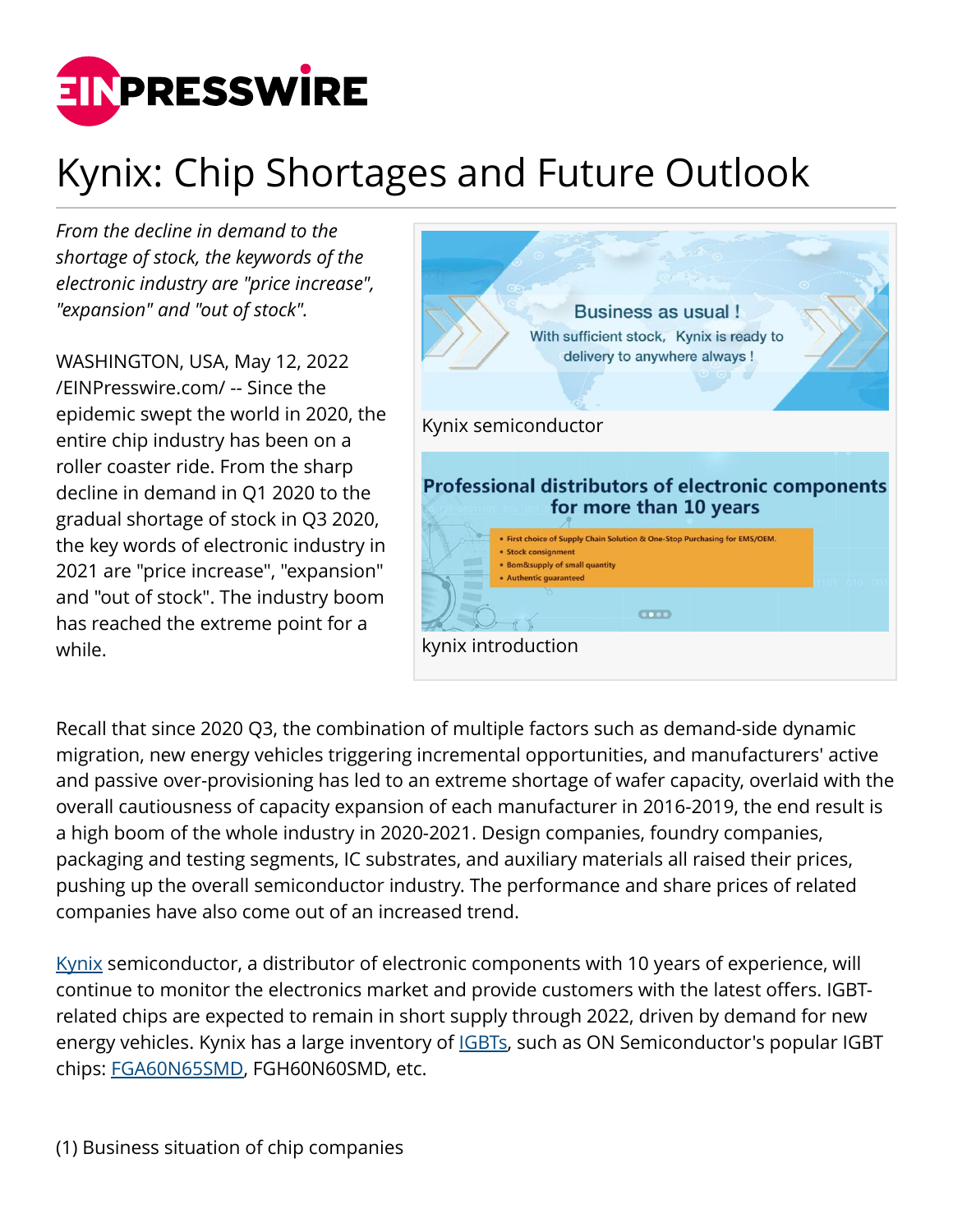# Kynix: Chip Shortages and Future Outlook

*From the decline in demand to the shortage of stock, the keywords of the electronic industry are "price increase", "expansion" and "out of stock".*

WASHINGTON, USA, May 12, 2022 /EINPresswire.com/ -- Since the epidemic swept the world in 2020, the entire chip industry has been on a roller coaster ride. From the sharp decline in demand in Q1 2020 to the gradual shortage of stock in Q3 2020, the key words of electronic industry in 2021 are "price increase", "expansion" and "out of stock". The industry boom has reached the extreme point for a while.

Kynix semiconductor

kynix introduction

Recall that since 2020 Q3, the combination of multiple factors such as demand-side dynamic migration, new energy vehicles triggering incremental opportunities, and manufacturers' active and passive over-provisioning has led to an extreme shortage of wafer capacity, overlaid with the overall cautiousness of capacity expansion of each manufacturer in 2016-2019, the end result is a high boom of the whole industry in 2020-2021. Design companies, foundry companies, packaging and testing segments, IC substrates, and auxiliary materials all raised their prices, pushing up the overall semiconductor industry. The performance and share prices of related companies have also come out of an increased trend.

Kynix semiconductor, a distributor of electronic components with 10 years of experience, will continue to monitor the electronics market and provide customers with the latest offers. IGBT-related chips are expected to remain in short supply through 2022, driven by demand for new energy vehicles. Kynix has a large inventory of IGBTs, such as ON Semiconductor's popular IGBT chips: FGA60N65SMD, FGH60N60SMD, etc.

(1) Business situation of chip companies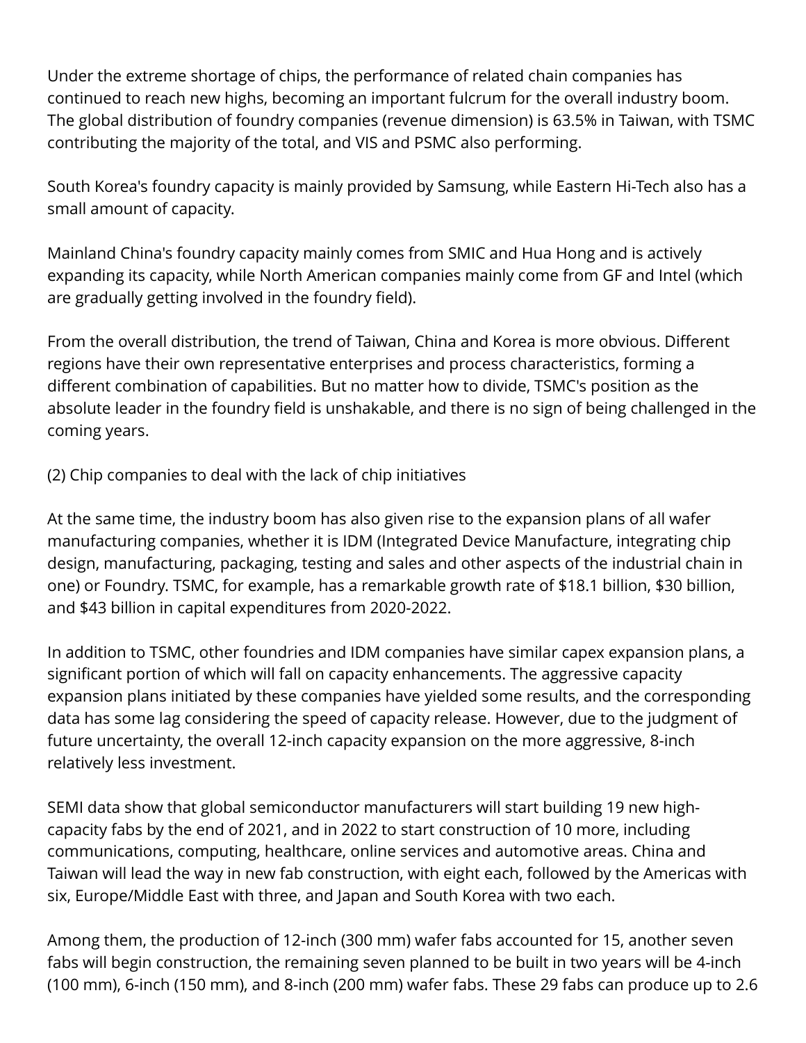Under the extreme shortage of chips, the performance of related chain companies has continued to reach new highs, becoming an important fulcrum for the overall industry boom. The global distribution of foundry companies (revenue dimension) is 63.5% in Taiwan, with TSMC contributing the majority of the total, and VIS and PSMC also performing.

South Korea's foundry capacity is mainly provided by Samsung, while Eastern Hi-Tech also has a small amount of capacity.

Mainland China's foundry capacity mainly comes from SMIC and Hua Hong and is actively expanding its capacity, while North American companies mainly come from GF and Intel (which are gradually getting involved in the foundry field).

From the overall distribution, the trend of Taiwan, China and Korea is more obvious. Different regions have their own representative enterprises and process characteristics, forming a different combination of capabilities. But no matter how to divide, TSMC's position as the absolute leader in the foundry field is unshakable, and there is no sign of being challenged in the coming years.

(2) Chip companies to deal with the lack of chip initiatives

At the same time, the industry boom has also given rise to the expansion plans of all wafer manufacturing companies, whether it is IDM (Integrated Device Manufacture, integrating chip design, manufacturing, packaging, testing and sales and other aspects of the industrial chain in one) or Foundry. TSMC, for example, has a remarkable growth rate of $18.1 billion, $30 billion, and $43 billion in capital expenditures from 2020-2022.

In addition to TSMC, other foundries and IDM companies have similar capex expansion plans, a significant portion of which will fall on capacity enhancements. The aggressive capacity expansion plans initiated by these companies have yielded some results, and the corresponding data has some lag considering the speed of capacity release. However, due to the judgment of future uncertainty, the overall 12-inch capacity expansion on the more aggressive, 8-inch relatively less investment.

SEMI data show that global semiconductor manufacturers will start building 19 new high-capacity fabs by the end of 2021, and in 2022 to start construction of 10 more, including communications, computing, healthcare, online services and automotive areas. China and Taiwan will lead the way in new fab construction, with eight each, followed by the Americas with six, Europe/Middle East with three, and Japan and South Korea with two each.

Among them, the production of 12-inch (300 mm) wafer fabs accounted for 15, another seven fabs will begin construction, the remaining seven planned to be built in two years will be 4-inch (100 mm), 6-inch (150 mm), and 8-inch (200 mm) wafer fabs. These 29 fabs can produce up to 2.6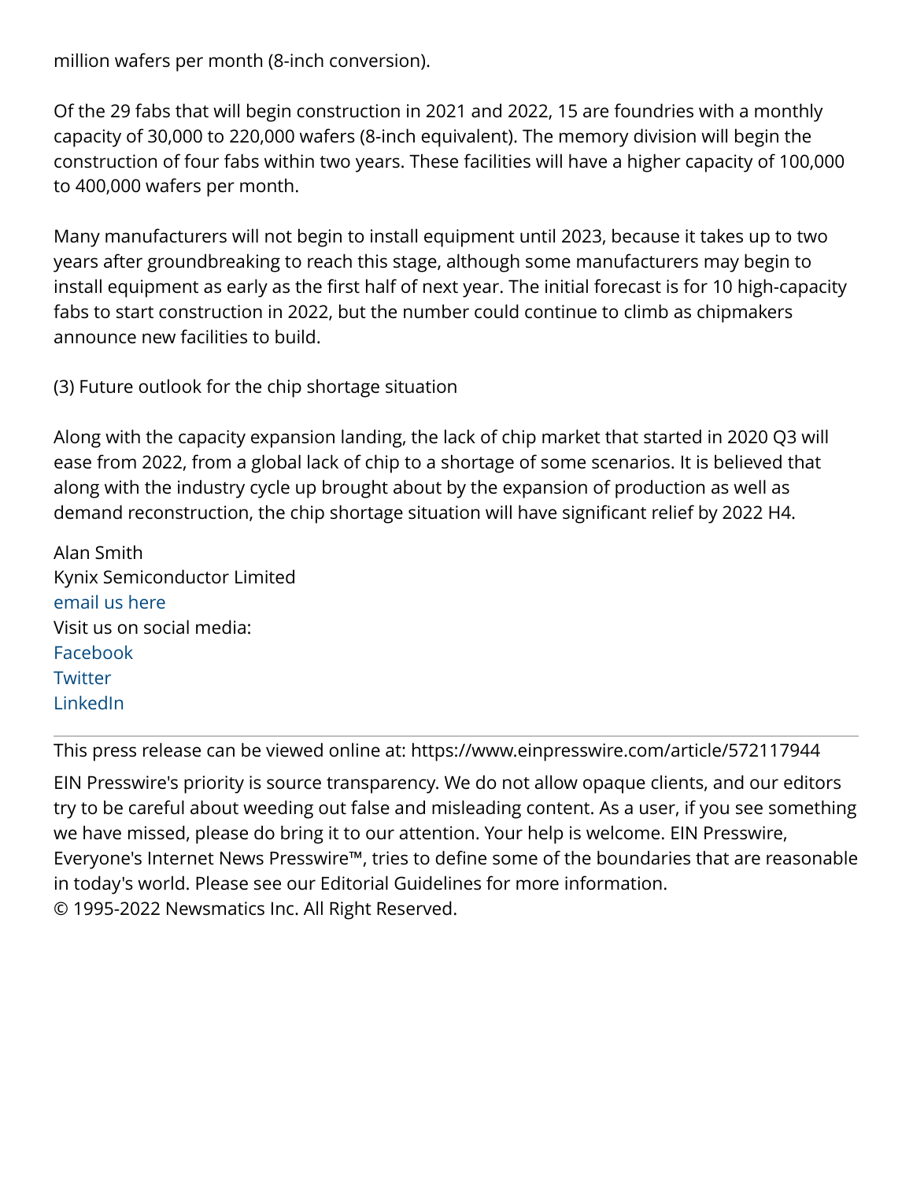million wafers per month (8-inch conversion).

Of the 29 fabs that will begin construction in 2021 and 2022, 15 are foundries with a monthly capacity of 30,000 to 220,000 wafers (8-inch equivalent). The memory division will begin the construction of four fabs within two years. These facilities will have a higher capacity of 100,000 to 400,000 wafers per month.

Many manufacturers will not begin to install equipment until 2023, because it takes up to two years after groundbreaking to reach this stage, although some manufacturers may begin to install equipment as early as the first half of next year. The initial forecast is for 10 high-capacity fabs to start construction in 2022, but the number could continue to climb as chipmakers announce new facilities to build.

(3) Future outlook for the chip shortage situation

Along with the capacity expansion landing, the lack of chip market that started in 2020 Q3 will ease from 2022, from a global lack of chip to a shortage of some scenarios. It is believed that along with the industry cycle up brought about by the expansion of production as well as demand reconstruction, the chip shortage situation will have significant relief by 2022 H4.

Alan Smith
Kynix Semiconductor Limited
email us here
Visit us on social media:
Facebook
Twitter
LinkedIn

---

This press release can be viewed online at: https://www.einpresswire.com/article/572117944

EIN Presswire's priority is source transparency. We do not allow opaque clients, and our editors try to be careful about weeding out false and misleading content. As a user, if you see something we have missed, please do bring it to our attention. Your help is welcome. EIN Presswire, Everyone's Internet News Presswire™, tries to define some of the boundaries that are reasonable in today's world. Please see our Editorial Guidelines for more information.
© 1995-2022 Newsmatics Inc. All Right Reserved.